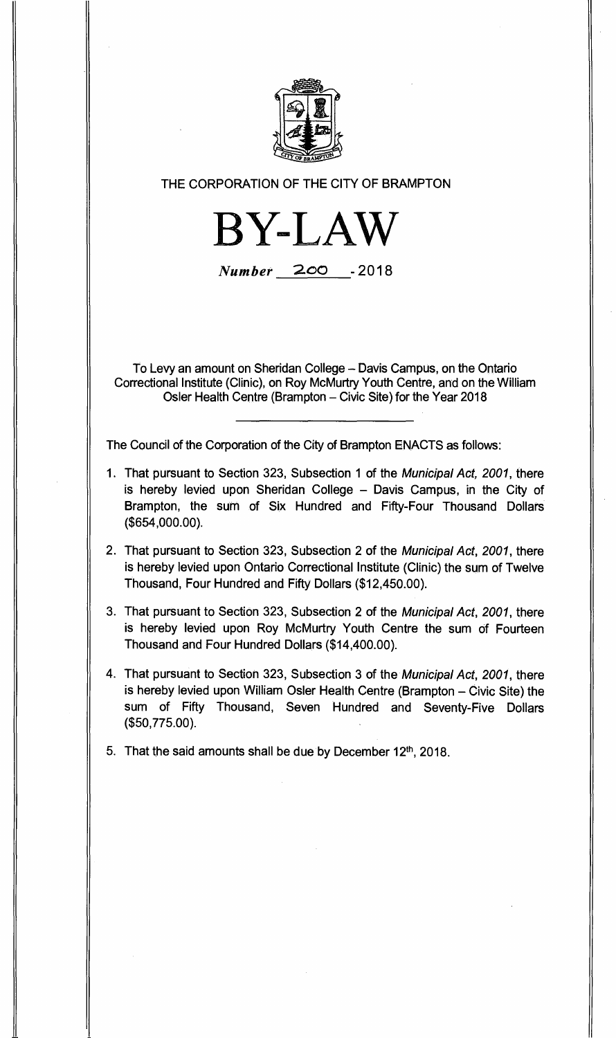THE CORPORATION OF THE CITY OF BRAMPTON

# BY-LAW

*Number* 200 - 2018

To Levy an amount on Sheridan College – Davis Campus, on the Ontario Correctional Institute (Clinic), on Roy McMurtry Youth Centre, and on the William Osler Health Centre (Brampton – Civic Site) for the Year 2018

The Council of the Corporation of the City of Brampton ENACTS as follows:

1. That pursuant to Section 323, Subsection 1 of the *Municipal Act, 2001*, there is hereby levied upon Sheridan College – Davis Campus, in the City of Brampton, the sum of Six Hundred and Fifty-Four Thousand Dollars ($654,000.00).

2. That pursuant to Section 323, Subsection 2 of the *Municipal Act, 2001*, there is hereby levied upon Ontario Correctional Institute (Clinic) the sum of Twelve Thousand, Four Hundred and Fifty Dollars ($12,450.00).

3. That pursuant to Section 323, Subsection 2 of the *Municipal Act, 2001*, there is hereby levied upon Roy McMurtry Youth Centre the sum of Fourteen Thousand and Four Hundred Dollars ($14,400.00).

4. That pursuant to Section 323, Subsection 3 of the *Municipal Act, 2001*, there is hereby levied upon William Osler Health Centre (Brampton – Civic Site) the sum of Fifty Thousand, Seven Hundred and Seventy-Five Dollars ($50,775.00).

5. That the said amounts shall be due by December 12th, 2018.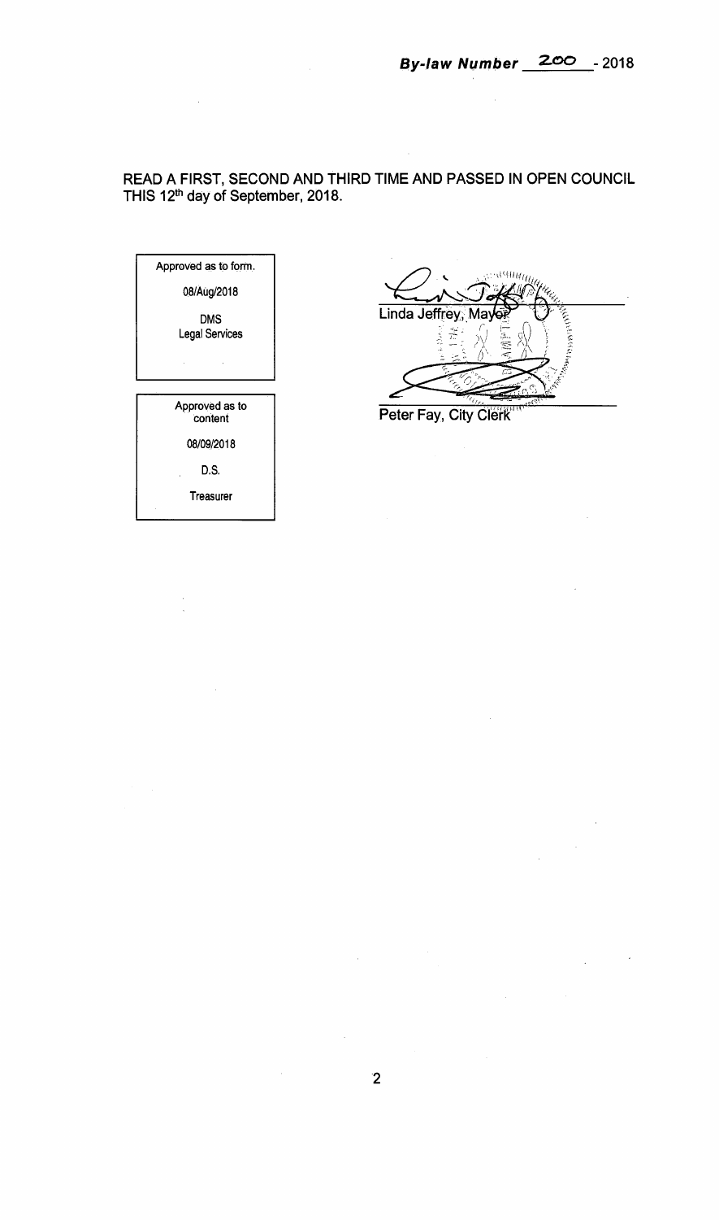**By-law Number 200 - 2018**

READ A FIRST, SECOND AND THIRD TIME AND PASSED IN OPEN COUNCIL THIS 12th day of September, 2018.

Approved as to form.

08/Aug/2018

DMS
Legal Services

Approved as to content

08/09/2018

D.S.

Treasurer

Linda Jeffrey, Mayor

Peter Fay, City Clerk